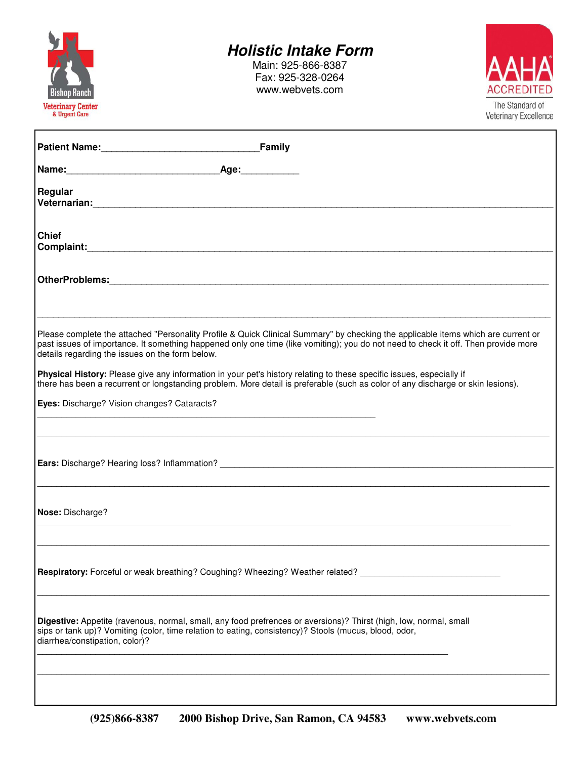# Holistic Intake Form

Main: 925-866-8387
Fax: 925-328-0264
www.webvets.com

Bishop Ranch Veterinary Center & Urgent Care

AAHA ACCREDITED
The Standard of Veterinary Excellence

**Patient Name:**______________________________**Family**

**Name:**_____________________________**Age:**___________

**Regular Veterinarian:**_________________________________________________________________________________

**Chief Complaint:**_________________________________________________________________________________

**OtherProblems:**_________________________________________________________________________________

_________________________________________________________________________________________________

Please complete the attached "Personality Profile & Quick Clinical Summary" by checking the applicable items which are current or past issues of importance. It something happened only one time (like vomiting); you do not need to check it off. Then provide more details regarding the issues on the form below.

**Physical History:** Please give any information in your pet's history relating to these specific issues, especially if there has been a recurrent or longstanding problem. More detail is preferable (such as color of any discharge or skin lesions).

**Eyes:** Discharge? Vision changes? Cataracts?

_________________________________________________________________

_________________________________________________________________________________________________

**Ears:** Discharge? Hearing loss? Inflammation? ___________________________________________________________

_________________________________________________________________________________________________

**Nose:** Discharge?

_________________________________________________________________________________________

_________________________________________________________________________________________________

**Respiratory:** Forceful or weak breathing? Coughing? Wheezing? Weather related? ___________________________

_________________________________________________________________________________________________

**Digestive:** Appetite (ravenous, normal, small, any food prefrences or aversions)? Thirst (high, low, normal, small sips or tank up)? Vomiting (color, time relation to eating, consistency)? Stools (mucus, blood, odor, diarrhea/constipation, color)?

_______________________________________________________________________________

_________________________________________________________________________________________________

_________________________________________________________________________________________________

**(925)866-8387 2000 Bishop Drive, San Ramon, CA 94583 www.webvets.com**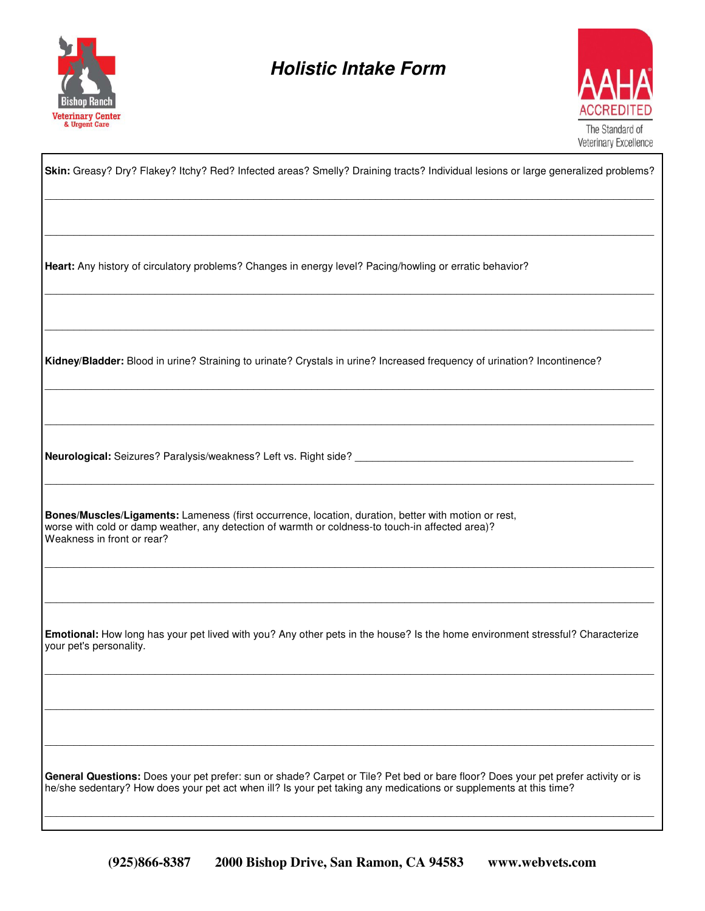# *Holistic Intake Form*

Bishop Ranch Veterinary Center & Urgent Care

AAHA ACCREDITED — The Standard of Veterinary Excellence

**Skin:** Greasy? Dry? Flakey? Itchy? Red? Infected areas? Smelly? Draining tracts? Individual lesions or large generalized problems?

_______________________________________________________________________________

_______________________________________________________________________________

**Heart:** Any history of circulatory problems? Changes in energy level? Pacing/howling or erratic behavior?

_______________________________________________________________________________

_______________________________________________________________________________

**Kidney/Bladder:** Blood in urine? Straining to urinate? Crystals in urine? Increased frequency of urination? Incontinence?

_______________________________________________________________________________

_______________________________________________________________________________

**Neurological:** Seizures? Paralysis/weakness? Left vs. Right side? ___________________________________________

_______________________________________________________________________________

**Bones/Muscles/Ligaments:** Lameness (first occurrence, location, duration, better with motion or rest, worse with cold or damp weather, any detection of warmth or coldness-to touch-in affected area)? Weakness in front or rear?

_______________________________________________________________________________

_______________________________________________________________________________

**Emotional:** How long has your pet lived with you? Any other pets in the house? Is the home environment stressful? Characterize your pet's personality.

_______________________________________________________________________________

_______________________________________________________________________________

_______________________________________________________________________________

**General Questions:** Does your pet prefer: sun or shade? Carpet or Tile? Pet bed or bare floor? Does your pet prefer activity or is he/she sedentary? How does your pet act when ill? Is your pet taking any medications or supplements at this time?

_______________________________________________________________________________

**(925)866-8387 2000 Bishop Drive, San Ramon, CA 94583 www.webvets.com**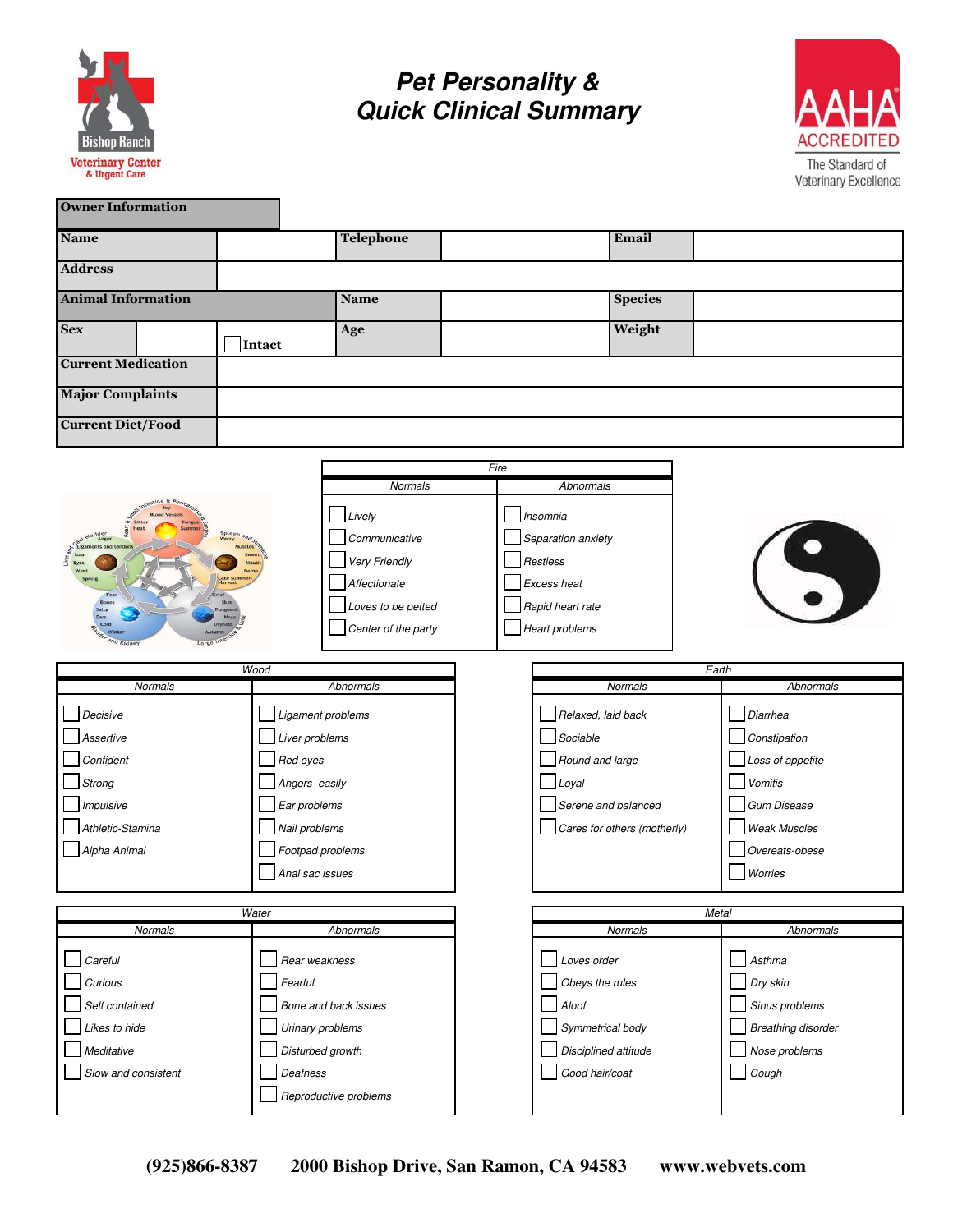# Pet Personality & Quick Clinical Summary

| Owner Information | | | | | |
|---|---|---|---|---|---|
| **Name** | | **Telephone** | | **Email** | |
| **Address** | | | | | |
| **Animal Information** | | **Name** | | **Species** | |
| **Sex** | ☐ Intact | **Age** | | **Weight** | |
| **Current Medication** | | | | | |
| **Major Complaints** | | | | | |
| **Current Diet/Food** | | | | | |

| *Fire* | |
|---|---|
| *Normals* | *Abnormals* |
| ☐ *Lively* | ☐ *Insomnia* |
| ☐ *Communicative* | ☐ *Separation anxiety* |
| ☐ *Very Friendly* | ☐ *Restless* |
| ☐ *Affectionate* | ☐ *Excess heat* |
| ☐ *Loves to be petted* | ☐ *Rapid heart rate* |
| ☐ *Center of the party* | ☐ *Heart problems* |

| *Wood* | |
|---|---|
| *Normals* | *Abnormals* |
| ☐ *Decisive* | ☐ *Ligament problems* |
| ☐ *Assertive* | ☐ *Liver problems* |
| ☐ *Confident* | ☐ *Red eyes* |
| ☐ *Strong* | ☐ *Angers easily* |
| ☐ *Impulsive* | ☐ *Ear problems* |
| ☐ *Athletic-Stamina* | ☐ *Nail problems* |
| ☐ *Alpha Animal* | ☐ *Footpad problems* |
| | ☐ *Anal sac issues* |

| *Earth* | |
|---|---|
| *Normals* | *Abnormals* |
| ☐ *Relaxed, laid back* | ☐ *Diarrhea* |
| ☐ *Sociable* | ☐ *Constipation* |
| ☐ *Round and large* | ☐ *Loss of appetite* |
| ☐ *Loyal* | ☐ *Vomitis* |
| ☐ *Serene and balanced* | ☐ *Gum Disease* |
| ☐ *Cares for others (motherly)* | ☐ *Weak Muscles* |
| | ☐ *Overeats-obese* |
| | ☐ *Worries* |

| *Water* | |
|---|---|
| *Normals* | *Abnormals* |
| ☐ *Careful* | ☐ *Rear weakness* |
| ☐ *Curious* | ☐ *Fearful* |
| ☐ *Self contained* | ☐ *Bone and back issues* |
| ☐ *Likes to hide* | ☐ *Urinary problems* |
| ☐ *Meditative* | ☐ *Disturbed growth* |
| ☐ *Slow and consistent* | ☐ *Deafness* |
| | ☐ *Reproductive problems* |

| *Metal* | |
|---|---|
| *Normals* | *Abnormals* |
| ☐ *Loves order* | ☐ *Asthma* |
| ☐ *Obeys the rules* | ☐ *Dry skin* |
| ☐ *Aloof* | ☐ *Sinus problems* |
| ☐ *Symmetrical body* | ☐ *Breathing disorder* |
| ☐ *Disciplined attitude* | ☐ *Nose problems* |
| ☐ *Good hair/coat* | ☐ *Cough* |

**(925)866-8387 2000 Bishop Drive, San Ramon, CA 94583 www.webvets.com**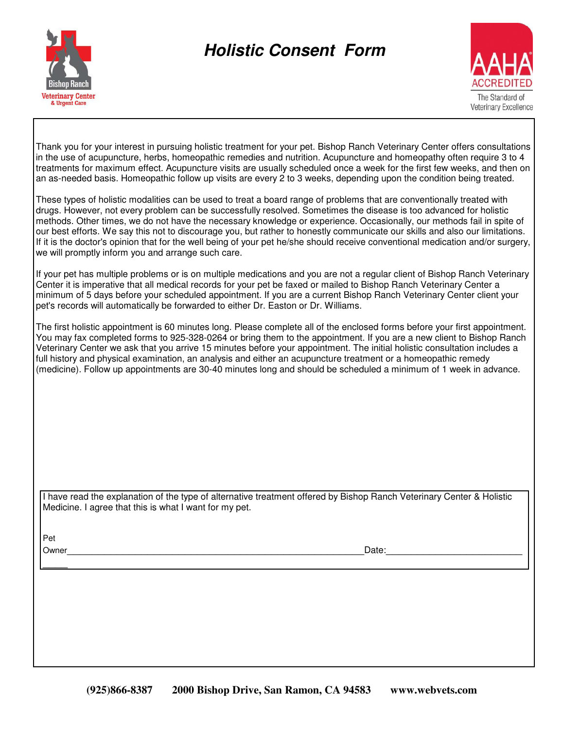# *Holistic Consent Form*

Thank you for your interest in pursuing holistic treatment for your pet. Bishop Ranch Veterinary Center offers consultations in the use of acupuncture, herbs, homeopathic remedies and nutrition. Acupuncture and homeopathy often require 3 to 4 treatments for maximum effect. Acupuncture visits are usually scheduled once a week for the first few weeks, and then on an as-needed basis. Homeopathic follow up visits are every 2 to 3 weeks, depending upon the condition being treated.

These types of holistic modalities can be used to treat a board range of problems that are conventionally treated with drugs. However, not every problem can be successfully resolved. Sometimes the disease is too advanced for holistic methods. Other times, we do not have the necessary knowledge or experience. Occasionally, our methods fail in spite of our best efforts. We say this not to discourage you, but rather to honestly communicate our skills and also our limitations. If it is the doctor's opinion that for the well being of your pet he/she should receive conventional medication and/or surgery, we will promptly inform you and arrange such care.

If your pet has multiple problems or is on multiple medications and you are not a regular client of Bishop Ranch Veterinary Center it is imperative that all medical records for your pet be faxed or mailed to Bishop Ranch Veterinary Center a minimum of 5 days before your scheduled appointment. If you are a current Bishop Ranch Veterinary Center client your pet's records will automatically be forwarded to either Dr. Easton or Dr. Williams.

The first holistic appointment is 60 minutes long. Please complete all of the enclosed forms before your first appointment. You may fax completed forms to 925-328-0264 or bring them to the appointment. If you are a new client to Bishop Ranch Veterinary Center we ask that you arrive 15 minutes before your appointment. The initial holistic consultation includes a full history and physical examination, an analysis and either an acupuncture treatment or a homeopathic remedy (medicine). Follow up appointments are 30-40 minutes long and should be scheduled a minimum of 1 week in advance.

I have read the explanation of the type of alternative treatment offered by Bishop Ranch Veterinary Center & Holistic Medicine. I agree that this is what I want for my pet.

Pet Owner_____________________________________________________________ Date:__________________________

**(925)866-8387 2000 Bishop Drive, San Ramon, CA 94583 www.webvets.com**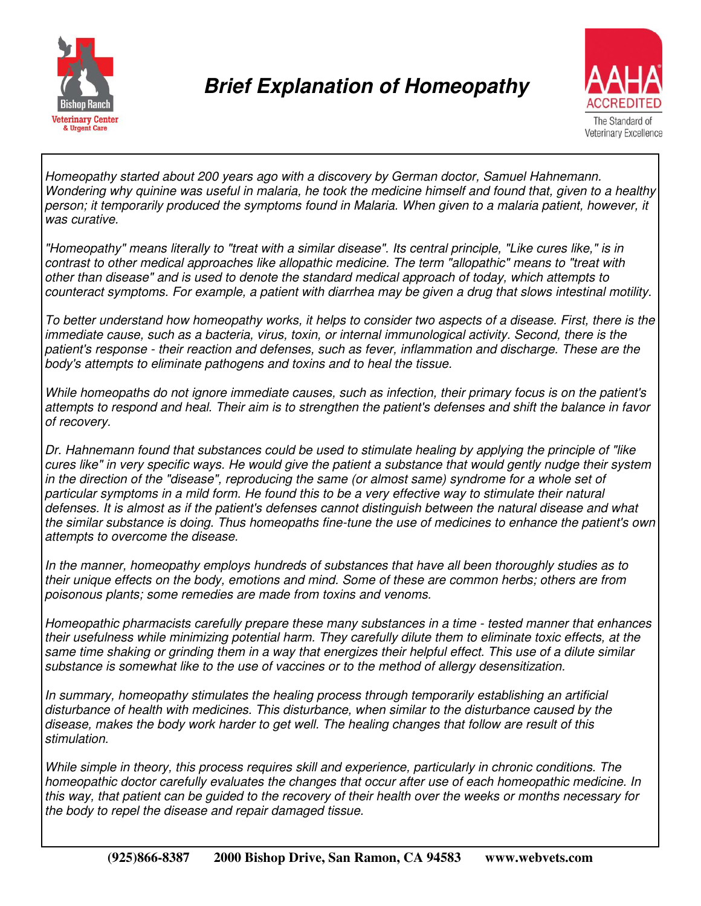# *Brief Explanation of Homeopathy*

*Homeopathy started about 200 years ago with a discovery by German doctor, Samuel Hahnemann. Wondering why quinine was useful in malaria, he took the medicine himself and found that, given to a healthy person; it temporarily produced the symptoms found in Malaria. When given to a malaria patient, however, it was curative.*

*"Homeopathy" means literally to "treat with a similar disease". Its central principle, "Like cures like," is in contrast to other medical approaches like allopathic medicine. The term "allopathic" means to "treat with other than disease" and is used to denote the standard medical approach of today, which attempts to counteract symptoms. For example, a patient with diarrhea may be given a drug that slows intestinal motility.*

*To better understand how homeopathy works, it helps to consider two aspects of a disease. First, there is the immediate cause, such as a bacteria, virus, toxin, or internal immunological activity. Second, there is the patient's response - their reaction and defenses, such as fever, inflammation and discharge. These are the body's attempts to eliminate pathogens and toxins and to heal the tissue.*

*While homeopaths do not ignore immediate causes, such as infection, their primary focus is on the patient's attempts to respond and heal. Their aim is to strengthen the patient's defenses and shift the balance in favor of recovery.*

*Dr. Hahnemann found that substances could be used to stimulate healing by applying the principle of "like cures like" in very specific ways. He would give the patient a substance that would gently nudge their system in the direction of the "disease", reproducing the same (or almost same) syndrome for a whole set of particular symptoms in a mild form. He found this to be a very effective way to stimulate their natural defenses. It is almost as if the patient's defenses cannot distinguish between the natural disease and what the similar substance is doing. Thus homeopaths fine-tune the use of medicines to enhance the patient's own attempts to overcome the disease.*

*In the manner, homeopathy employs hundreds of substances that have all been thoroughly studies as to their unique effects on the body, emotions and mind. Some of these are common herbs; others are from poisonous plants; some remedies are made from toxins and venoms.*

*Homeopathic pharmacists carefully prepare these many substances in a time - tested manner that enhances their usefulness while minimizing potential harm. They carefully dilute them to eliminate toxic effects, at the same time shaking or grinding them in a way that energizes their helpful effect. This use of a dilute similar substance is somewhat like to the use of vaccines or to the method of allergy desensitization.*

*In summary, homeopathy stimulates the healing process through temporarily establishing an artificial disturbance of health with medicines. This disturbance, when similar to the disturbance caused by the disease, makes the body work harder to get well. The healing changes that follow are result of this stimulation.*

*While simple in theory, this process requires skill and experience, particularly in chronic conditions. The homeopathic doctor carefully evaluates the changes that occur after use of each homeopathic medicine. In this way, that patient can be guided to the recovery of their health over the weeks or months necessary for the body to repel the disease and repair damaged tissue.*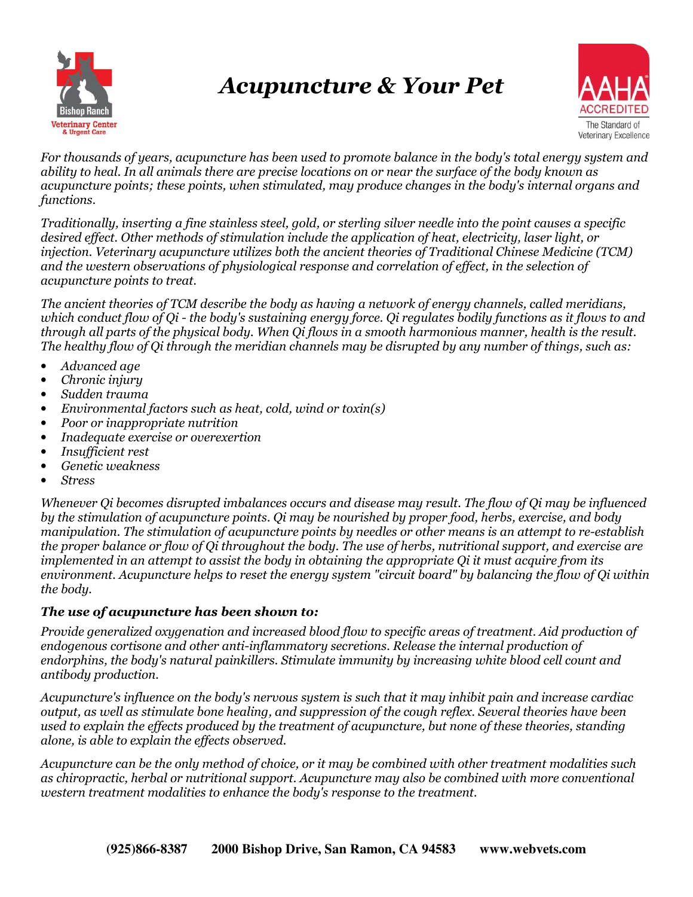# *Acupuncture & Your Pet*

*For thousands of years, acupuncture has been used to promote balance in the body's total energy system and ability to heal. In all animals there are precise locations on or near the surface of the body known as acupuncture points; these points, when stimulated, may produce changes in the body's internal organs and functions.*

*Traditionally, inserting a fine stainless steel, gold, or sterling silver needle into the point causes a specific desired effect. Other methods of stimulation include the application of heat, electricity, laser light, or injection. Veterinary acupuncture utilizes both the ancient theories of Traditional Chinese Medicine (TCM) and the western observations of physiological response and correlation of effect, in the selection of acupuncture points to treat.*

*The ancient theories of TCM describe the body as having a network of energy channels, called meridians, which conduct flow of Qi - the body's sustaining energy force. Qi regulates bodily functions as it flows to and through all parts of the physical body. When Qi flows in a smooth harmonious manner, health is the result. The healthy flow of Qi through the meridian channels may be disrupted by any number of things, such as:*

- *Advanced age*
- *Chronic injury*
- *Sudden trauma*
- *Environmental factors such as heat, cold, wind or toxin(s)*
- *Poor or inappropriate nutrition*
- *Inadequate exercise or overexertion*
- *Insufficient rest*
- *Genetic weakness*
- *Stress*

*Whenever Qi becomes disrupted imbalances occurs and disease may result. The flow of Qi may be influenced by the stimulation of acupuncture points. Qi may be nourished by proper food, herbs, exercise, and body manipulation. The stimulation of acupuncture points by needles or other means is an attempt to re-establish the proper balance or flow of Qi throughout the body. The use of herbs, nutritional support, and exercise are implemented in an attempt to assist the body in obtaining the appropriate Qi it must acquire from its environment. Acupuncture helps to reset the energy system "circuit board" by balancing the flow of Qi within the body.*

### ***The use of acupuncture has been shown to:***

*Provide generalized oxygenation and increased blood flow to specific areas of treatment. Aid production of endogenous cortisone and other anti-inflammatory secretions. Release the internal production of endorphins, the body's natural painkillers. Stimulate immunity by increasing white blood cell count and antibody production.*

*Acupuncture's influence on the body's nervous system is such that it may inhibit pain and increase cardiac output, as well as stimulate bone healing, and suppression of the cough reflex. Several theories have been used to explain the effects produced by the treatment of acupuncture, but none of these theories, standing alone, is able to explain the effects observed.*

*Acupuncture can be the only method of choice, or it may be combined with other treatment modalities such as chiropractic, herbal or nutritional support. Acupuncture may also be combined with more conventional western treatment modalities to enhance the body's response to the treatment.*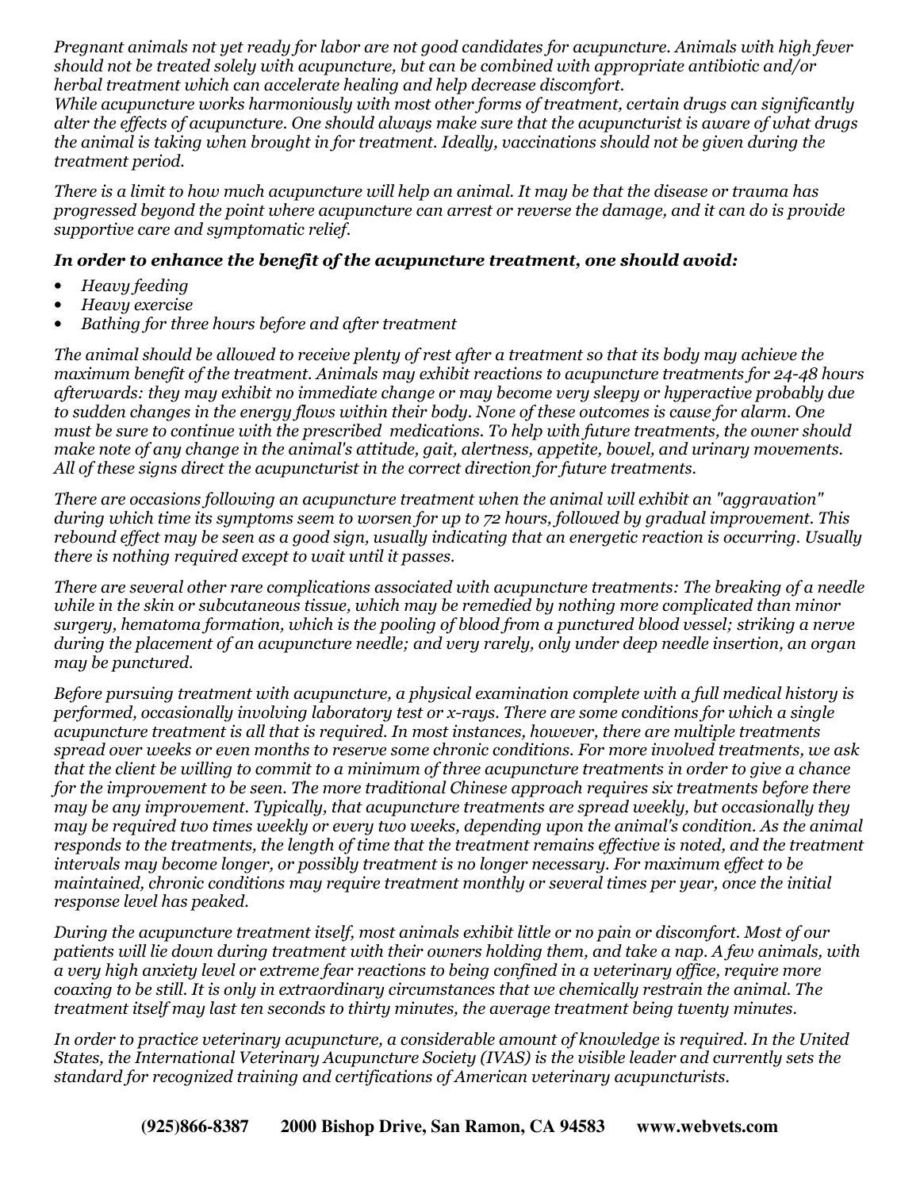*Pregnant animals not yet ready for labor are not good candidates for acupuncture. Animals with high fever should not be treated solely with acupuncture, but can be combined with appropriate antibiotic and/or herbal treatment which can accelerate healing and help decrease discomfort.*
*While acupuncture works harmoniously with most other forms of treatment, certain drugs can significantly alter the effects of acupuncture. One should always make sure that the acupuncturist is aware of what drugs the animal is taking when brought in for treatment. Ideally, vaccinations should not be given during the treatment period.*

*There is a limit to how much acupuncture will help an animal. It may be that the disease or trauma has progressed beyond the point where acupuncture can arrest or reverse the damage, and it can do is provide supportive care and symptomatic relief.*

***In order to enhance the benefit of the acupuncture treatment, one should avoid:***

- *Heavy feeding*
- *Heavy exercise*
- *Bathing for three hours before and after treatment*

*The animal should be allowed to receive plenty of rest after a treatment so that its body may achieve the maximum benefit of the treatment. Animals may exhibit reactions to acupuncture treatments for 24-48 hours afterwards: they may exhibit no immediate change or may become very sleepy or hyperactive probably due to sudden changes in the energy flows within their body. None of these outcomes is cause for alarm. One must be sure to continue with the prescribed medications. To help with future treatments, the owner should make note of any change in the animal's attitude, gait, alertness, appetite, bowel, and urinary movements. All of these signs direct the acupuncturist in the correct direction for future treatments.*

*There are occasions following an acupuncture treatment when the animal will exhibit an "aggravation" during which time its symptoms seem to worsen for up to 72 hours, followed by gradual improvement. This rebound effect may be seen as a good sign, usually indicating that an energetic reaction is occurring. Usually there is nothing required except to wait until it passes.*

*There are several other rare complications associated with acupuncture treatments: The breaking of a needle while in the skin or subcutaneous tissue, which may be remedied by nothing more complicated than minor surgery, hematoma formation, which is the pooling of blood from a punctured blood vessel; striking a nerve during the placement of an acupuncture needle; and very rarely, only under deep needle insertion, an organ may be punctured.*

*Before pursuing treatment with acupuncture, a physical examination complete with a full medical history is performed, occasionally involving laboratory test or x-rays. There are some conditions for which a single acupuncture treatment is all that is required. In most instances, however, there are multiple treatments spread over weeks or even months to reserve some chronic conditions. For more involved treatments, we ask that the client be willing to commit to a minimum of three acupuncture treatments in order to give a chance for the improvement to be seen. The more traditional Chinese approach requires six treatments before there may be any improvement. Typically, that acupuncture treatments are spread weekly, but occasionally they may be required two times weekly or every two weeks, depending upon the animal's condition. As the animal responds to the treatments, the length of time that the treatment remains effective is noted, and the treatment intervals may become longer, or possibly treatment is no longer necessary. For maximum effect to be maintained, chronic conditions may require treatment monthly or several times per year, once the initial response level has peaked.*

*During the acupuncture treatment itself, most animals exhibit little or no pain or discomfort. Most of our patients will lie down during treatment with their owners holding them, and take a nap. A few animals, with a very high anxiety level or extreme fear reactions to being confined in a veterinary office, require more coaxing to be still. It is only in extraordinary circumstances that we chemically restrain the animal. The treatment itself may last ten seconds to thirty minutes, the average treatment being twenty minutes.*

*In order to practice veterinary acupuncture, a considerable amount of knowledge is required. In the United States, the International Veterinary Acupuncture Society (IVAS) is the visible leader and currently sets the standard for recognized training and certifications of American veterinary acupuncturists.*

**(925)866-8387 2000 Bishop Drive, San Ramon, CA 94583 www.webvets.com**